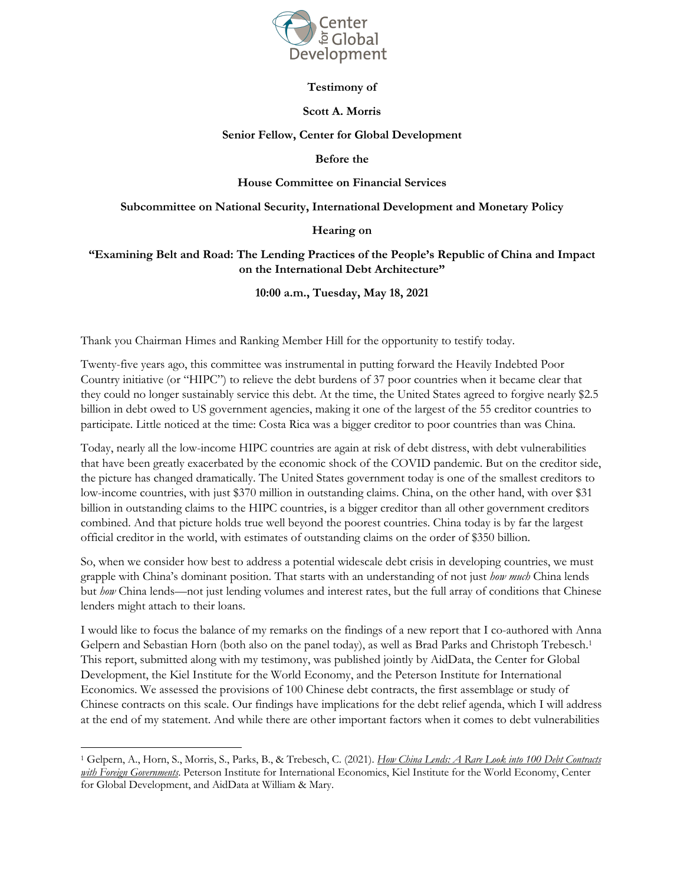**Testimony of**

**Scott A. Morris**

**Senior Fellow, Center for Global Development**

**Before the**

**House Committee on Financial Services**

**Subcommittee on National Security, International Development and Monetary Policy**

**Hearing on**

**"Examining Belt and Road: The Lending Practices of the People's Republic of China and Impact on the International Debt Architecture"**

**10:00 a.m., Tuesday, May 18, 2021**

Thank you Chairman Himes and Ranking Member Hill for the opportunity to testify today.

Twenty-five years ago, this committee was instrumental in putting forward the Heavily Indebted Poor Country initiative (or "HIPC") to relieve the debt burdens of 37 poor countries when it became clear that they could no longer sustainably service this debt. At the time, the United States agreed to forgive nearly $2.5 billion in debt owed to US government agencies, making it one of the largest of the 55 creditor countries to participate. Little noticed at the time: Costa Rica was a bigger creditor to poor countries than was China.

Today, nearly all the low-income HIPC countries are again at risk of debt distress, with debt vulnerabilities that have been greatly exacerbated by the economic shock of the COVID pandemic. But on the creditor side, the picture has changed dramatically. The United States government today is one of the smallest creditors to low-income countries, with just $370 million in outstanding claims. China, on the other hand, with over $31 billion in outstanding claims to the HIPC countries, is a bigger creditor than all other government creditors combined. And that picture holds true well beyond the poorest countries. China today is by far the largest official creditor in the world, with estimates of outstanding claims on the order of $350 billion.

So, when we consider how best to address a potential widescale debt crisis in developing countries, we must grapple with China's dominant position. That starts with an understanding of not just *how much* China lends but *how* China lends—not just lending volumes and interest rates, but the full array of conditions that Chinese lenders might attach to their loans.

I would like to focus the balance of my remarks on the findings of a new report that I co-authored with Anna Gelpern and Sebastian Horn (both also on the panel today), as well as Brad Parks and Christoph Trebesch.[1] This report, submitted along with my testimony, was published jointly by AidData, the Center for Global Development, the Kiel Institute for the World Economy, and the Peterson Institute for International Economics. We assessed the provisions of 100 Chinese debt contracts, the first assemblage or study of Chinese contracts on this scale. Our findings have implications for the debt relief agenda, which I will address at the end of my statement. And while there are other important factors when it comes to debt vulnerabilities

[1] Gelpern, A., Horn, S., Morris, S., Parks, B., & Trebesch, C. (2021). *How China Lends: A Rare Look into 100 Debt Contracts with Foreign Governments*. Peterson Institute for International Economics, Kiel Institute for the World Economy, Center for Global Development, and AidData at William & Mary.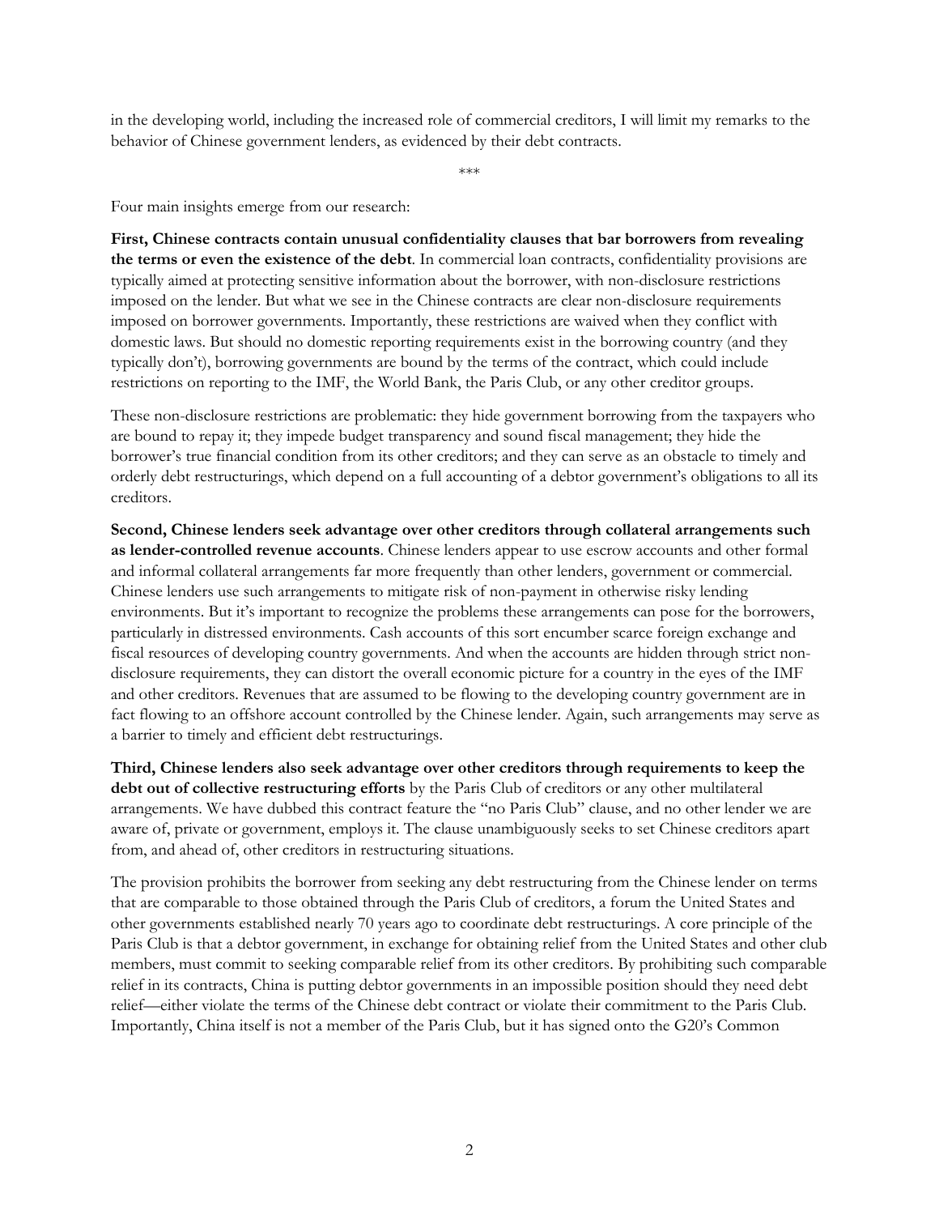in the developing world, including the increased role of commercial creditors, I will limit my remarks to the behavior of Chinese government lenders, as evidenced by their debt contracts.

***

Four main insights emerge from our research:

**First, Chinese contracts contain unusual confidentiality clauses that bar borrowers from revealing the terms or even the existence of the debt**. In commercial loan contracts, confidentiality provisions are typically aimed at protecting sensitive information about the borrower, with non-disclosure restrictions imposed on the lender. But what we see in the Chinese contracts are clear non-disclosure requirements imposed on borrower governments. Importantly, these restrictions are waived when they conflict with domestic laws. But should no domestic reporting requirements exist in the borrowing country (and they typically don't), borrowing governments are bound by the terms of the contract, which could include restrictions on reporting to the IMF, the World Bank, the Paris Club, or any other creditor groups.

These non-disclosure restrictions are problematic: they hide government borrowing from the taxpayers who are bound to repay it; they impede budget transparency and sound fiscal management; they hide the borrower's true financial condition from its other creditors; and they can serve as an obstacle to timely and orderly debt restructurings, which depend on a full accounting of a debtor government's obligations to all its creditors.

**Second, Chinese lenders seek advantage over other creditors through collateral arrangements such as lender-controlled revenue accounts**. Chinese lenders appear to use escrow accounts and other formal and informal collateral arrangements far more frequently than other lenders, government or commercial. Chinese lenders use such arrangements to mitigate risk of non-payment in otherwise risky lending environments. But it's important to recognize the problems these arrangements can pose for the borrowers, particularly in distressed environments. Cash accounts of this sort encumber scarce foreign exchange and fiscal resources of developing country governments. And when the accounts are hidden through strict non-disclosure requirements, they can distort the overall economic picture for a country in the eyes of the IMF and other creditors. Revenues that are assumed to be flowing to the developing country government are in fact flowing to an offshore account controlled by the Chinese lender. Again, such arrangements may serve as a barrier to timely and efficient debt restructurings.

**Third, Chinese lenders also seek advantage over other creditors through requirements to keep the debt out of collective restructuring efforts** by the Paris Club of creditors or any other multilateral arrangements. We have dubbed this contract feature the "no Paris Club" clause, and no other lender we are aware of, private or government, employs it. The clause unambiguously seeks to set Chinese creditors apart from, and ahead of, other creditors in restructuring situations.

The provision prohibits the borrower from seeking any debt restructuring from the Chinese lender on terms that are comparable to those obtained through the Paris Club of creditors, a forum the United States and other governments established nearly 70 years ago to coordinate debt restructurings. A core principle of the Paris Club is that a debtor government, in exchange for obtaining relief from the United States and other club members, must commit to seeking comparable relief from its other creditors. By prohibiting such comparable relief in its contracts, China is putting debtor governments in an impossible position should they need debt relief—either violate the terms of the Chinese debt contract or violate their commitment to the Paris Club. Importantly, China itself is not a member of the Paris Club, but it has signed onto the G20's Common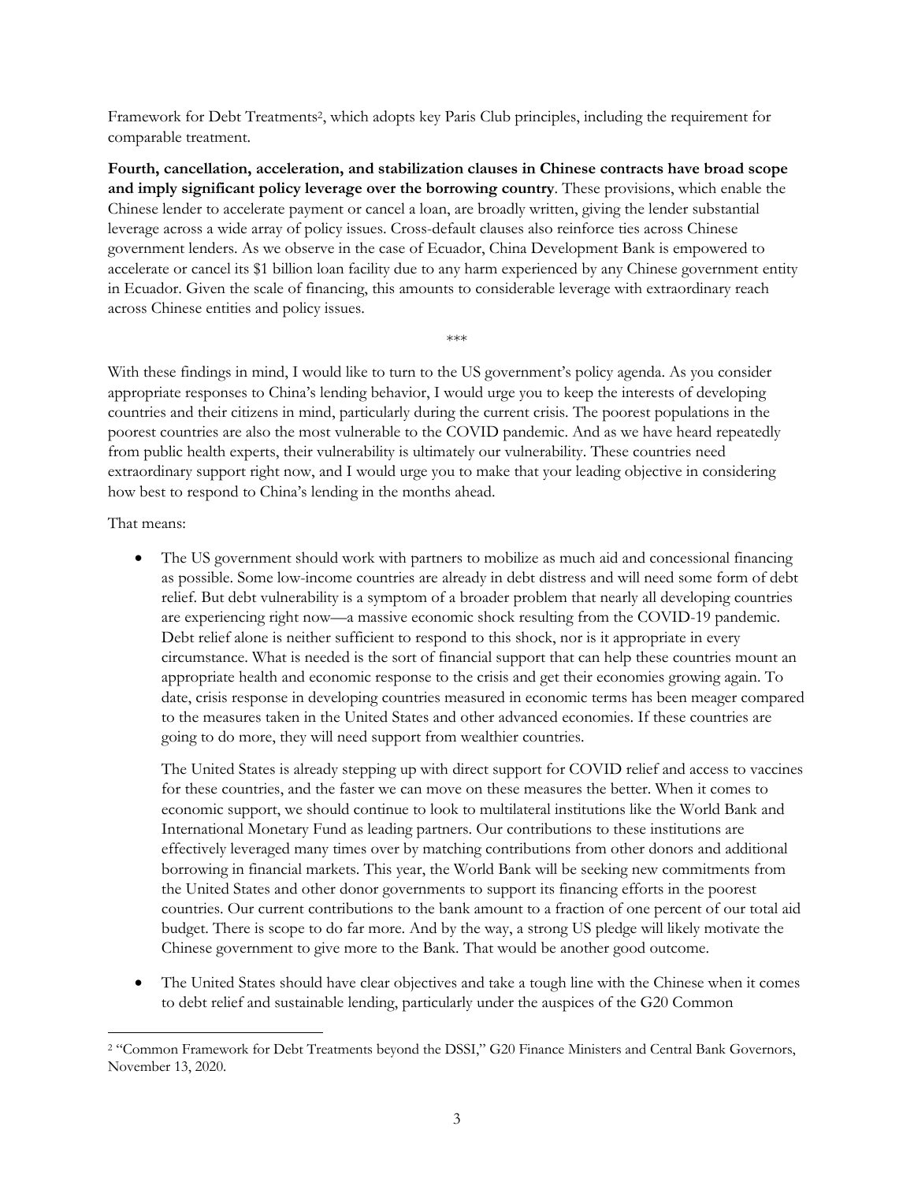Framework for Debt Treatments[2], which adopts key Paris Club principles, including the requirement for comparable treatment.

**Fourth, cancellation, acceleration, and stabilization clauses in Chinese contracts have broad scope and imply significant policy leverage over the borrowing country**. These provisions, which enable the Chinese lender to accelerate payment or cancel a loan, are broadly written, giving the lender substantial leverage across a wide array of policy issues. Cross-default clauses also reinforce ties across Chinese government lenders. As we observe in the case of Ecuador, China Development Bank is empowered to accelerate or cancel its $1 billion loan facility due to any harm experienced by any Chinese government entity in Ecuador. Given the scale of financing, this amounts to considerable leverage with extraordinary reach across Chinese entities and policy issues.

\*\*\*

With these findings in mind, I would like to turn to the US government's policy agenda. As you consider appropriate responses to China's lending behavior, I would urge you to keep the interests of developing countries and their citizens in mind, particularly during the current crisis. The poorest populations in the poorest countries are also the most vulnerable to the COVID pandemic. And as we have heard repeatedly from public health experts, their vulnerability is ultimately our vulnerability. These countries need extraordinary support right now, and I would urge you to make that your leading objective in considering how best to respond to China's lending in the months ahead.

That means:

- The US government should work with partners to mobilize as much aid and concessional financing as possible. Some low-income countries are already in debt distress and will need some form of debt relief. But debt vulnerability is a symptom of a broader problem that nearly all developing countries are experiencing right now—a massive economic shock resulting from the COVID-19 pandemic. Debt relief alone is neither sufficient to respond to this shock, nor is it appropriate in every circumstance. What is needed is the sort of financial support that can help these countries mount an appropriate health and economic response to the crisis and get their economies growing again. To date, crisis response in developing countries measured in economic terms has been meager compared to the measures taken in the United States and other advanced economies. If these countries are going to do more, they will need support from wealthier countries.

  The United States is already stepping up with direct support for COVID relief and access to vaccines for these countries, and the faster we can move on these measures the better. When it comes to economic support, we should continue to look to multilateral institutions like the World Bank and International Monetary Fund as leading partners. Our contributions to these institutions are effectively leveraged many times over by matching contributions from other donors and additional borrowing in financial markets. This year, the World Bank will be seeking new commitments from the United States and other donor governments to support its financing efforts in the poorest countries. Our current contributions to the bank amount to a fraction of one percent of our total aid budget. There is scope to do far more. And by the way, a strong US pledge will likely motivate the Chinese government to give more to the Bank. That would be another good outcome.

- The United States should have clear objectives and take a tough line with the Chinese when it comes to debt relief and sustainable lending, particularly under the auspices of the G20 Common

[2] "Common Framework for Debt Treatments beyond the DSSI," G20 Finance Ministers and Central Bank Governors, November 13, 2020.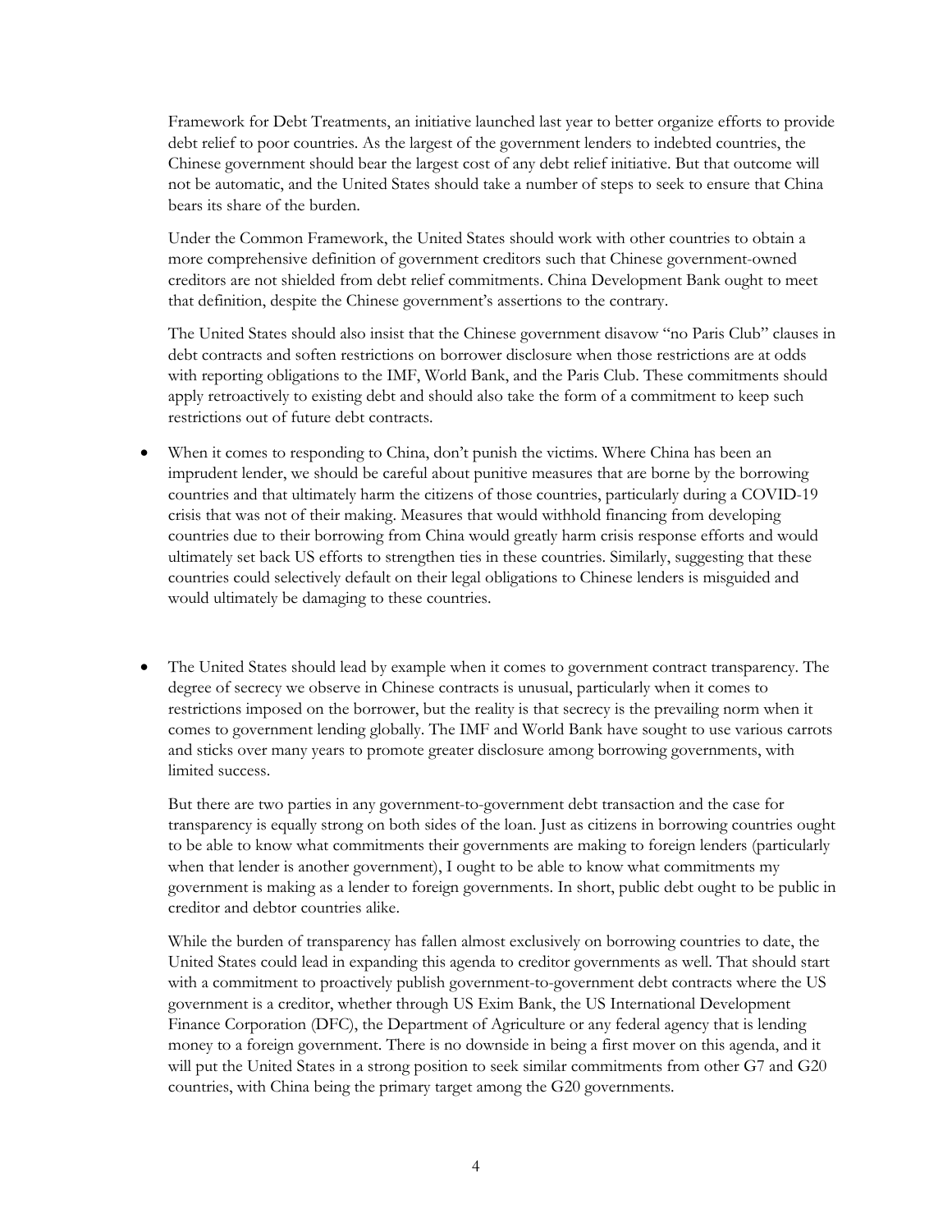Framework for Debt Treatments, an initiative launched last year to better organize efforts to provide debt relief to poor countries. As the largest of the government lenders to indebted countries, the Chinese government should bear the largest cost of any debt relief initiative. But that outcome will not be automatic, and the United States should take a number of steps to seek to ensure that China bears its share of the burden.

Under the Common Framework, the United States should work with other countries to obtain a more comprehensive definition of government creditors such that Chinese government-owned creditors are not shielded from debt relief commitments. China Development Bank ought to meet that definition, despite the Chinese government's assertions to the contrary.

The United States should also insist that the Chinese government disavow "no Paris Club" clauses in debt contracts and soften restrictions on borrower disclosure when those restrictions are at odds with reporting obligations to the IMF, World Bank, and the Paris Club. These commitments should apply retroactively to existing debt and should also take the form of a commitment to keep such restrictions out of future debt contracts.

- When it comes to responding to China, don't punish the victims. Where China has been an imprudent lender, we should be careful about punitive measures that are borne by the borrowing countries and that ultimately harm the citizens of those countries, particularly during a COVID-19 crisis that was not of their making. Measures that would withhold financing from developing countries due to their borrowing from China would greatly harm crisis response efforts and would ultimately set back US efforts to strengthen ties in these countries. Similarly, suggesting that these countries could selectively default on their legal obligations to Chinese lenders is misguided and would ultimately be damaging to these countries.

- The United States should lead by example when it comes to government contract transparency. The degree of secrecy we observe in Chinese contracts is unusual, particularly when it comes to restrictions imposed on the borrower, but the reality is that secrecy is the prevailing norm when it comes to government lending globally. The IMF and World Bank have sought to use various carrots and sticks over many years to promote greater disclosure among borrowing governments, with limited success.

  But there are two parties in any government-to-government debt transaction and the case for transparency is equally strong on both sides of the loan. Just as citizens in borrowing countries ought to be able to know what commitments their governments are making to foreign lenders (particularly when that lender is another government), I ought to be able to know what commitments my government is making as a lender to foreign governments. In short, public debt ought to be public in creditor and debtor countries alike.

  While the burden of transparency has fallen almost exclusively on borrowing countries to date, the United States could lead in expanding this agenda to creditor governments as well. That should start with a commitment to proactively publish government-to-government debt contracts where the US government is a creditor, whether through US Exim Bank, the US International Development Finance Corporation (DFC), the Department of Agriculture or any federal agency that is lending money to a foreign government. There is no downside in being a first mover on this agenda, and it will put the United States in a strong position to seek similar commitments from other G7 and G20 countries, with China being the primary target among the G20 governments.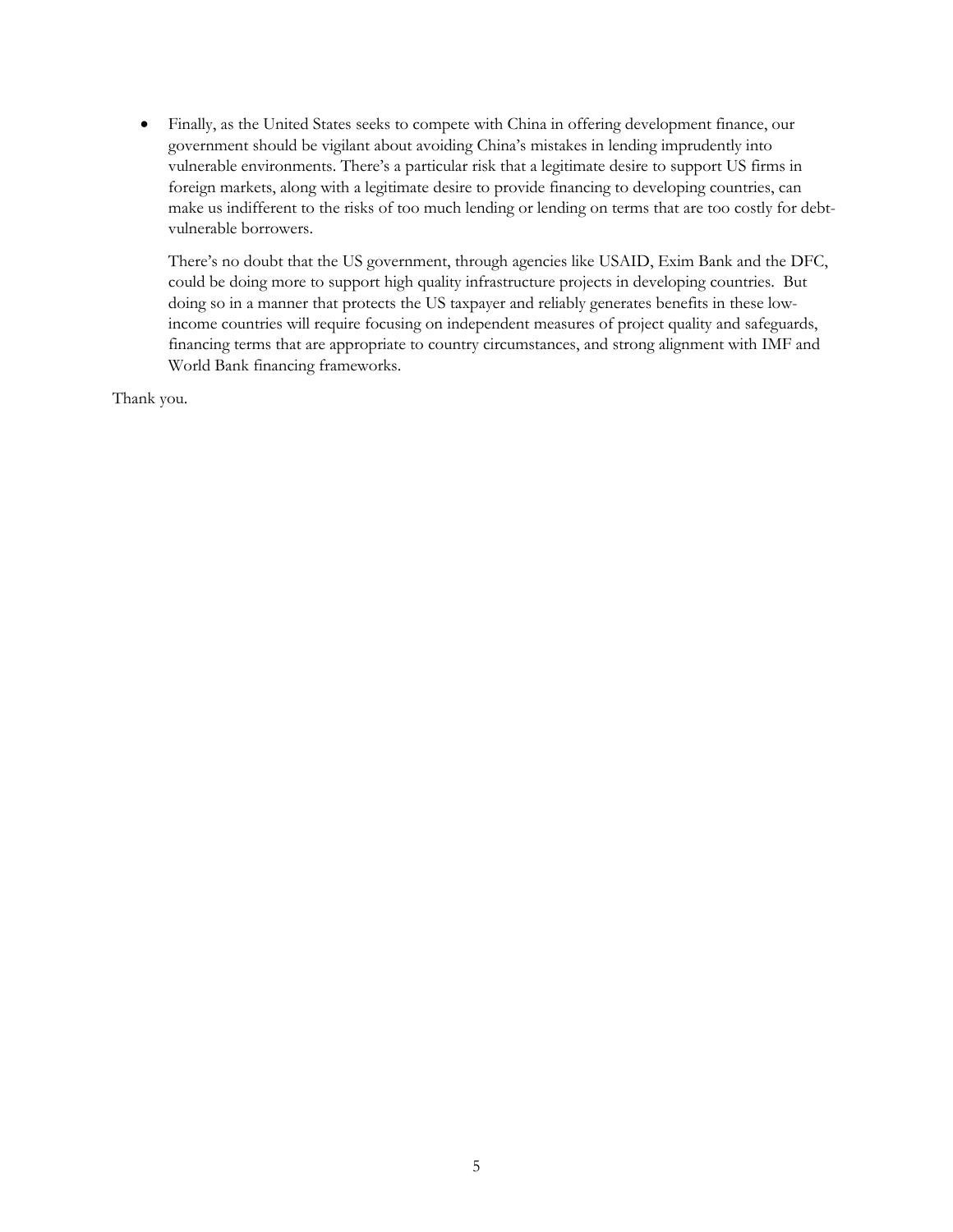- Finally, as the United States seeks to compete with China in offering development finance, our government should be vigilant about avoiding China's mistakes in lending imprudently into vulnerable environments. There's a particular risk that a legitimate desire to support US firms in foreign markets, along with a legitimate desire to provide financing to developing countries, can make us indifferent to the risks of too much lending or lending on terms that are too costly for debt-vulnerable borrowers.

  There's no doubt that the US government, through agencies like USAID, Exim Bank and the DFC, could be doing more to support high quality infrastructure projects in developing countries. But doing so in a manner that protects the US taxpayer and reliably generates benefits in these low-income countries will require focusing on independent measures of project quality and safeguards, financing terms that are appropriate to country circumstances, and strong alignment with IMF and World Bank financing frameworks.

Thank you.